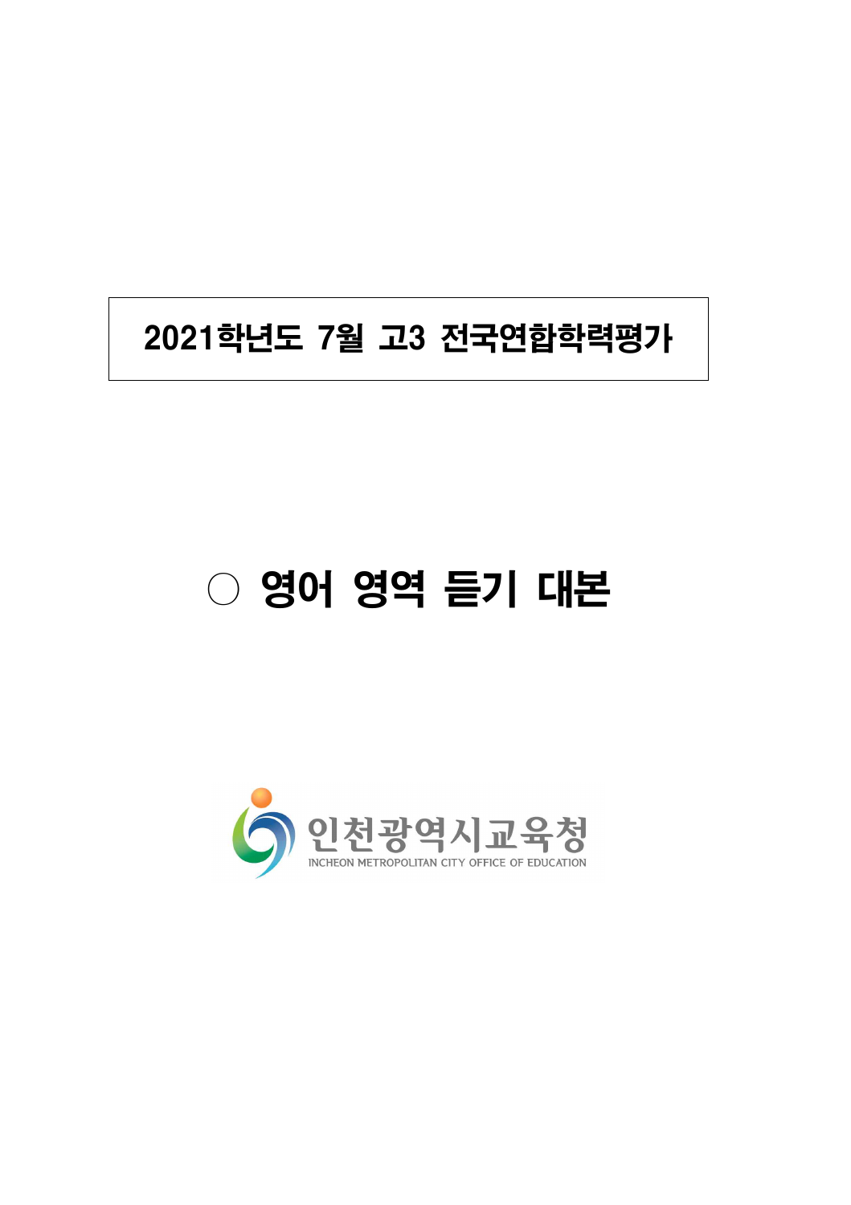# 2021학년도 7월 고3 전국연합학력평가

## ○ 영어 영역 듣기 대본

인천광역시교육청
INCHEON METROPOLITAN CITY OFFICE OF EDUCATION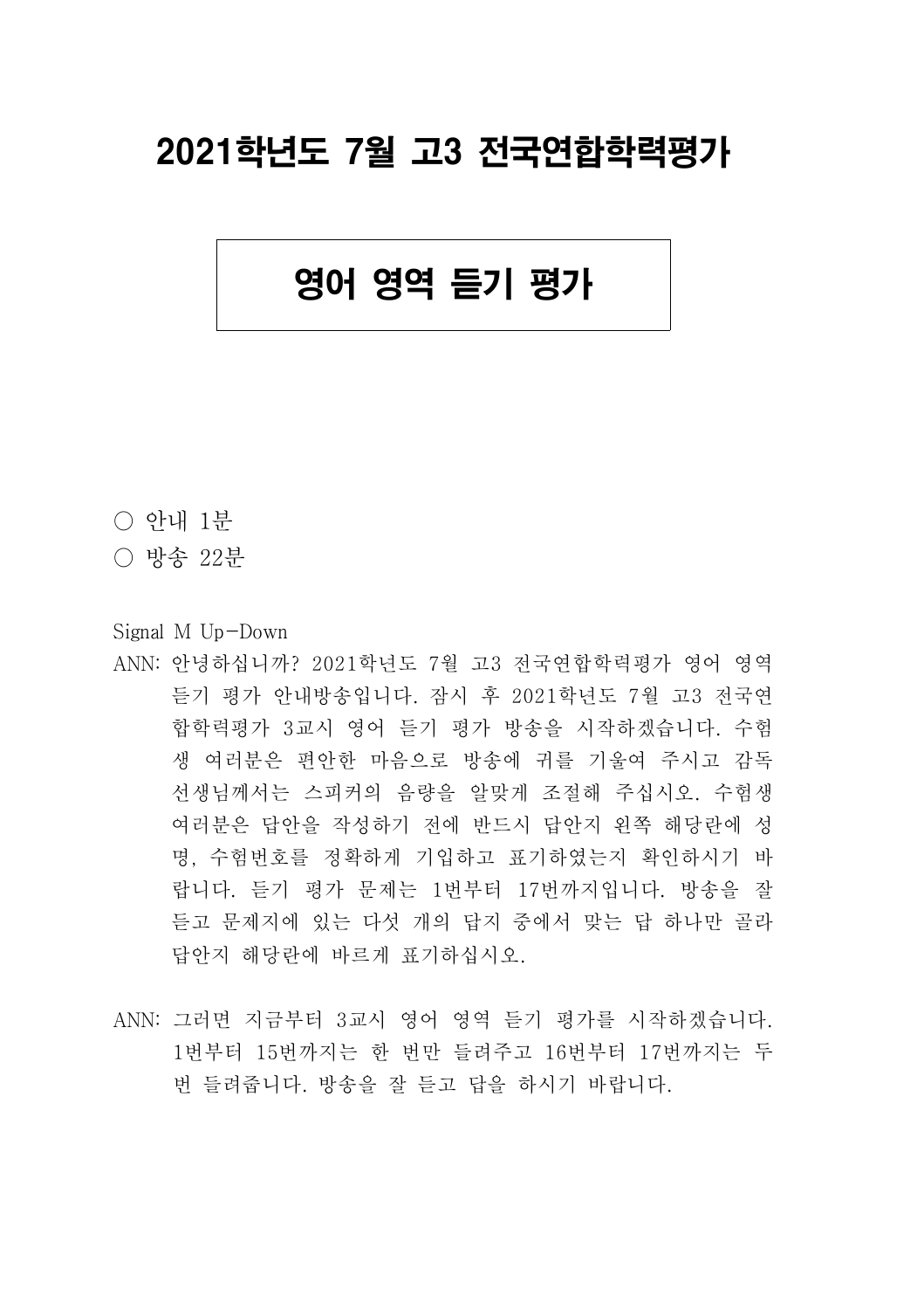# 2021학년도 7월 고3 전국연합학력평가

## 영어 영역 듣기 평가

○ 안내 1분

○ 방송 22분

Signal M Up-Down

ANN: 안녕하십니까? 2021학년도 7월 고3 전국연합학력평가 영어 영역 듣기 평가 안내방송입니다. 잠시 후 2021학년도 7월 고3 전국연합학력평가 3교시 영어 듣기 평가 방송을 시작하겠습니다. 수험생 여러분은 편안한 마음으로 방송에 귀를 기울여 주시고 감독 선생님께서는 스피커의 음량을 알맞게 조절해 주십시오. 수험생 여러분은 답안을 작성하기 전에 반드시 답안지 왼쪽 해당란에 성명, 수험번호를 정확하게 기입하고 표기하였는지 확인하시기 바랍니다. 듣기 평가 문제는 1번부터 17번까지입니다. 방송을 잘 듣고 문제지에 있는 다섯 개의 답지 중에서 맞는 답 하나만 골라 답안지 해당란에 바르게 표기하십시오.

ANN: 그러면 지금부터 3교시 영어 영역 듣기 평가를 시작하겠습니다. 1번부터 15번까지는 한 번만 들려주고 16번부터 17번까지는 두 번 들려줍니다. 방송을 잘 듣고 답을 하시기 바랍니다.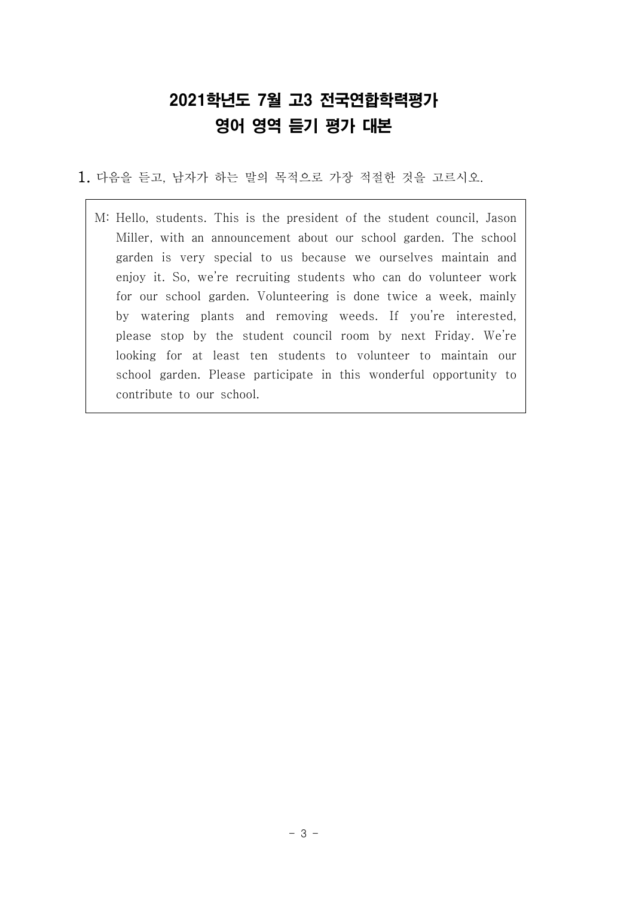# 2021학년도 7월 고3 전국연합학력평가
# 영어 영역 듣기 평가 대본

**1.** 다음을 듣고, 남자가 하는 말의 목적으로 가장 적절한 것을 고르시오.

> M: Hello, students. This is the president of the student council, Jason Miller, with an announcement about our school garden. The school garden is very special to us because we ourselves maintain and enjoy it. So, we're recruiting students who can do volunteer work for our school garden. Volunteering is done twice a week, mainly by watering plants and removing weeds. If you're interested, please stop by the student council room by next Friday. We're looking for at least ten students to volunteer to maintain our school garden. Please participate in this wonderful opportunity to contribute to our school.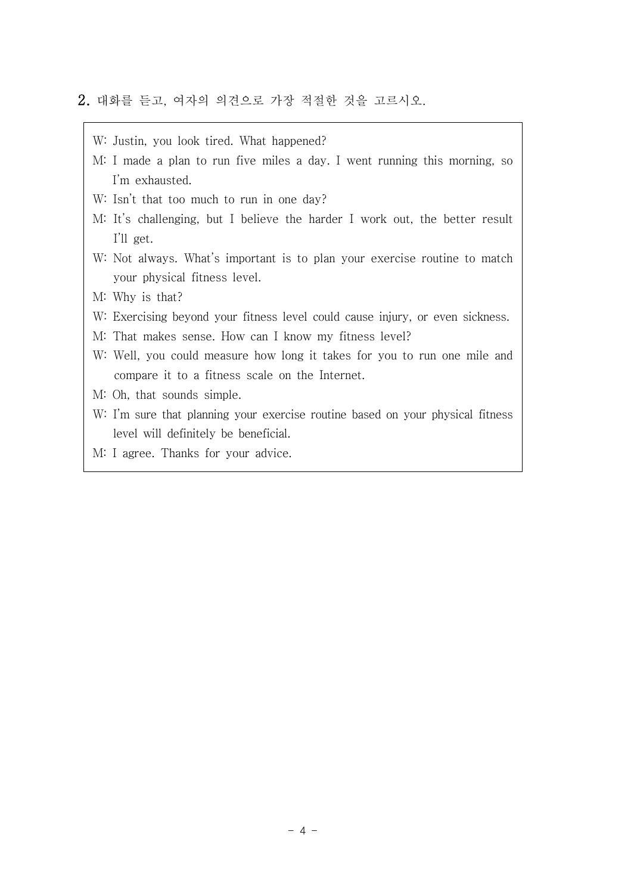**2.** 대화를 듣고, 여자의 의견으로 가장 적절한 것을 고르시오.

W: Justin, you look tired. What happened?

M: I made a plan to run five miles a day. I went running this morning, so I'm exhausted.

W: Isn't that too much to run in one day?

M: It's challenging, but I believe the harder I work out, the better result I'll get.

W: Not always. What's important is to plan your exercise routine to match your physical fitness level.

M: Why is that?

W: Exercising beyond your fitness level could cause injury, or even sickness.

M: That makes sense. How can I know my fitness level?

W: Well, you could measure how long it takes for you to run one mile and compare it to a fitness scale on the Internet.

M: Oh, that sounds simple.

W: I'm sure that planning your exercise routine based on your physical fitness level will definitely be beneficial.

M: I agree. Thanks for your advice.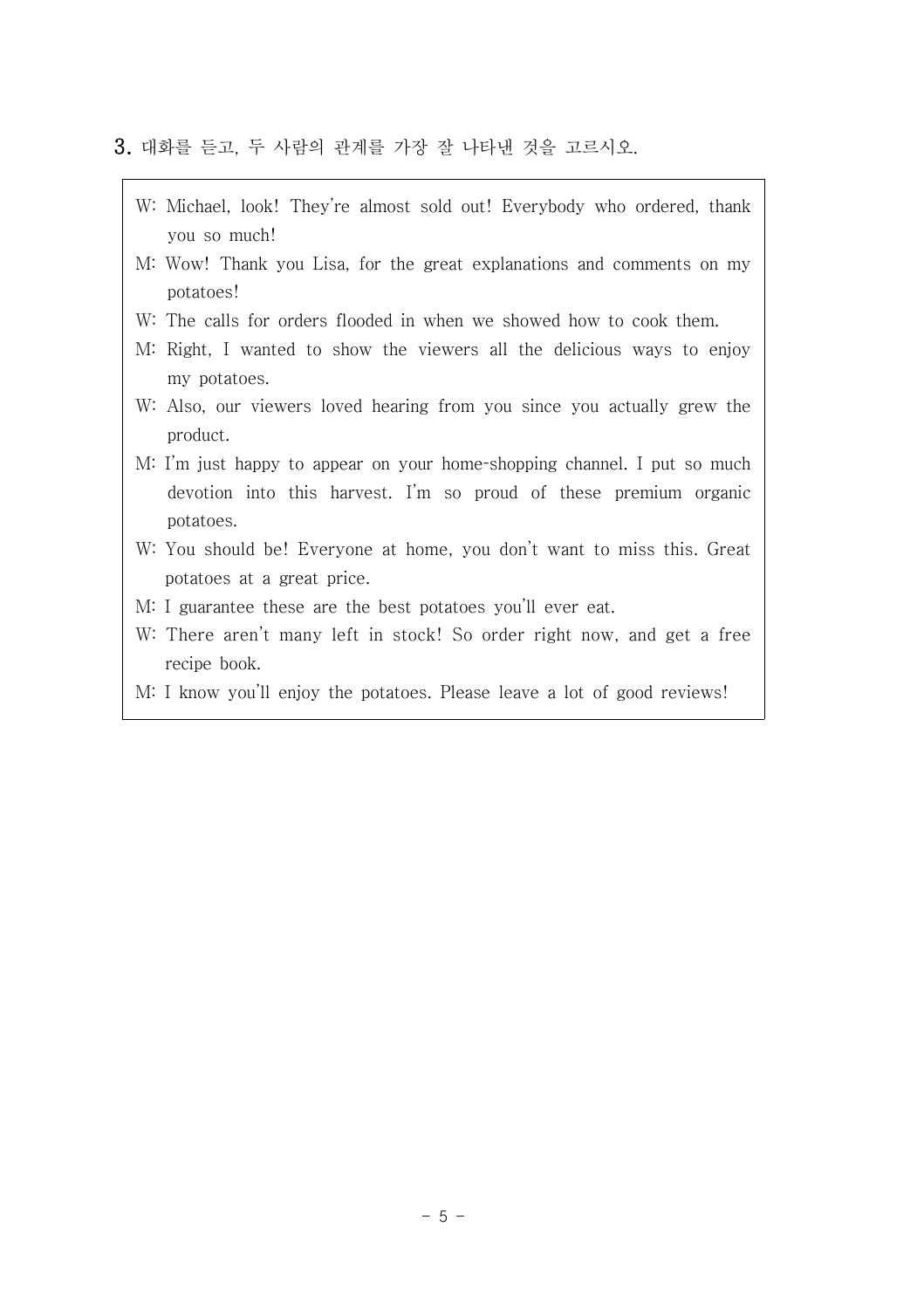**3.** 대화를 듣고, 두 사람의 관계를 가장 잘 나타낸 것을 고르시오.

W: Michael, look! They're almost sold out! Everybody who ordered, thank you so much!

M: Wow! Thank you Lisa, for the great explanations and comments on my potatoes!

W: The calls for orders flooded in when we showed how to cook them.

M: Right, I wanted to show the viewers all the delicious ways to enjoy my potatoes.

W: Also, our viewers loved hearing from you since you actually grew the product.

M: I'm just happy to appear on your home-shopping channel. I put so much devotion into this harvest. I'm so proud of these premium organic potatoes.

W: You should be! Everyone at home, you don't want to miss this. Great potatoes at a great price.

M: I guarantee these are the best potatoes you'll ever eat.

W: There aren't many left in stock! So order right now, and get a free recipe book.

M: I know you'll enjoy the potatoes. Please leave a lot of good reviews!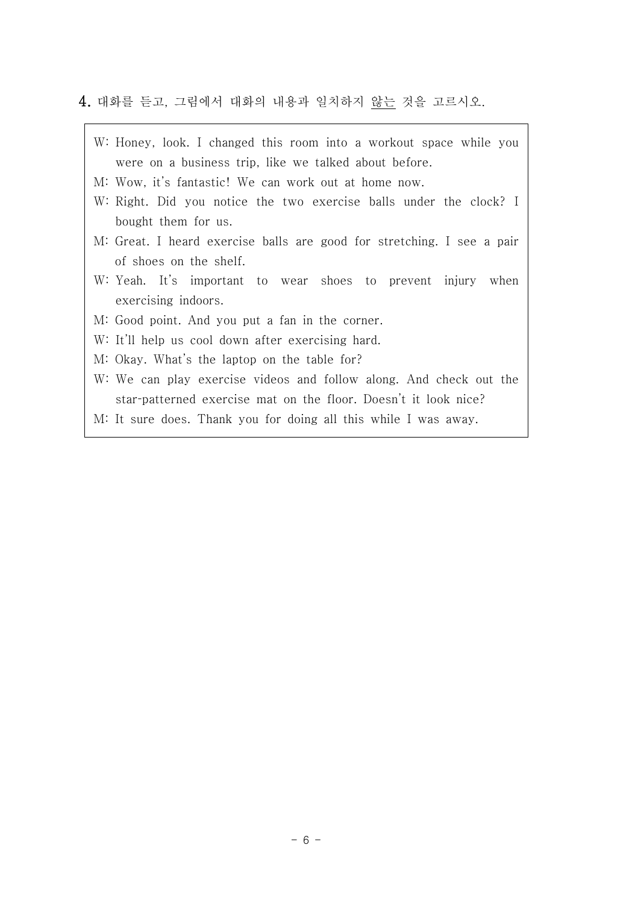**4.** 대화를 듣고, 그림에서 대화의 내용과 일치하지 <u>않는</u> 것을 고르시오.

W: Honey, look. I changed this room into a workout space while you were on a business trip, like we talked about before.

M: Wow, it's fantastic! We can work out at home now.

W: Right. Did you notice the two exercise balls under the clock? I bought them for us.

M: Great. I heard exercise balls are good for stretching. I see a pair of shoes on the shelf.

W: Yeah. It's important to wear shoes to prevent injury when exercising indoors.

M: Good point. And you put a fan in the corner.

W: It'll help us cool down after exercising hard.

M: Okay. What's the laptop on the table for?

W: We can play exercise videos and follow along. And check out the star-patterned exercise mat on the floor. Doesn't it look nice?

M: It sure does. Thank you for doing all this while I was away.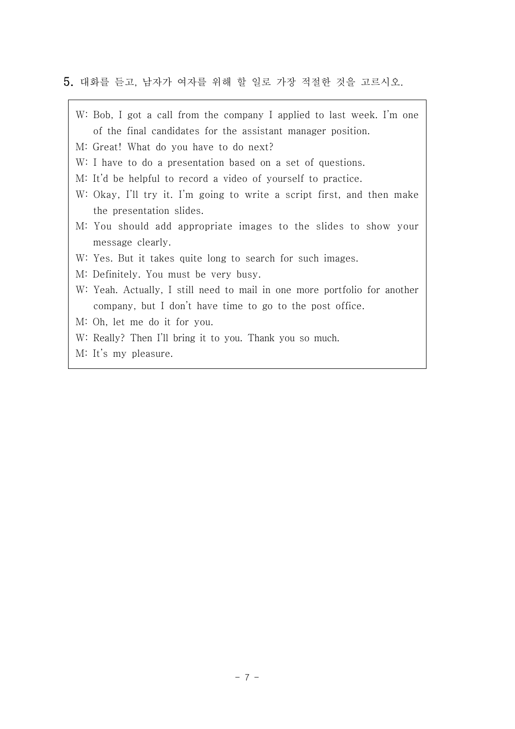**5.** 대화를 듣고, 남자가 여자를 위해 할 일로 가장 적절한 것을 고르시오.

W: Bob, I got a call from the company I applied to last week. I'm one of the final candidates for the assistant manager position.

M: Great! What do you have to do next?

W: I have to do a presentation based on a set of questions.

M: It'd be helpful to record a video of yourself to practice.

W: Okay, I'll try it. I'm going to write a script first, and then make the presentation slides.

M: You should add appropriate images to the slides to show your message clearly.

W: Yes. But it takes quite long to search for such images.

M: Definitely. You must be very busy.

W: Yeah. Actually, I still need to mail in one more portfolio for another company, but I don't have time to go to the post office.

M: Oh, let me do it for you.

W: Really? Then I'll bring it to you. Thank you so much.

M: It's my pleasure.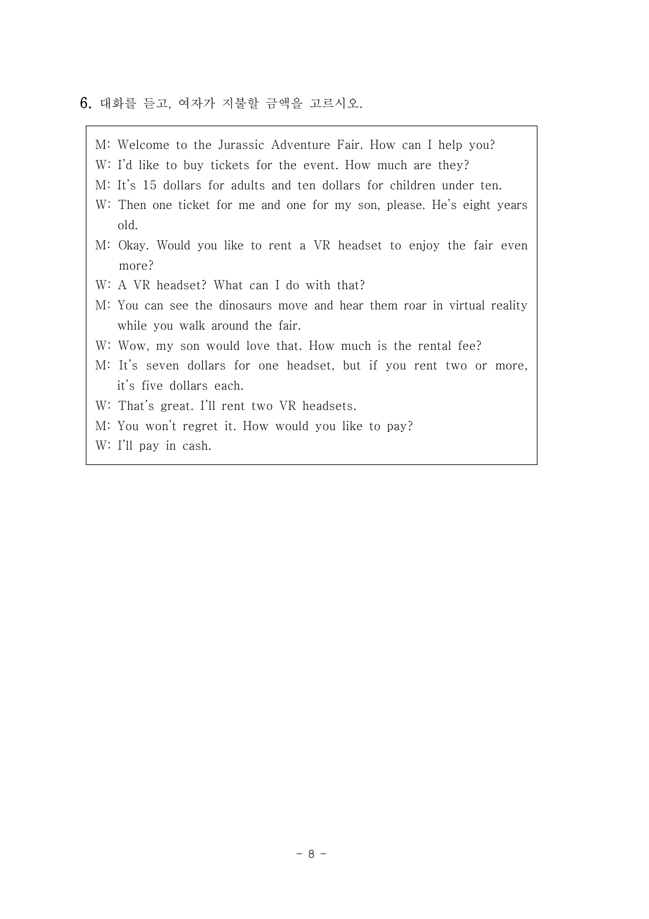6. 대화를 듣고, 여자가 지불할 금액을 고르시오.

M: Welcome to the Jurassic Adventure Fair. How can I help you?
W: I'd like to buy tickets for the event. How much are they?
M: It's 15 dollars for adults and ten dollars for children under ten.
W: Then one ticket for me and one for my son, please. He's eight years old.
M: Okay. Would you like to rent a VR headset to enjoy the fair even more?
W: A VR headset? What can I do with that?
M: You can see the dinosaurs move and hear them roar in virtual reality while you walk around the fair.
W: Wow, my son would love that. How much is the rental fee?
M: It's seven dollars for one headset, but if you rent two or more, it's five dollars each.
W: That's great. I'll rent two VR headsets.
M: You won't regret it. How would you like to pay?
W: I'll pay in cash.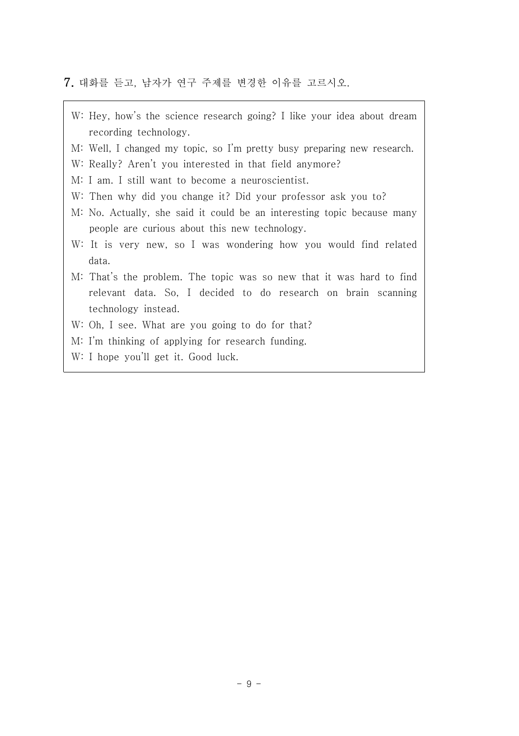**7.** 대화를 듣고, 남자가 연구 주제를 변경한 이유를 고르시오.

W: Hey, how's the science research going? I like your idea about dream recording technology.

M: Well, I changed my topic, so I'm pretty busy preparing new research.

W: Really? Aren't you interested in that field anymore?

M: I am. I still want to become a neuroscientist.

W: Then why did you change it? Did your professor ask you to?

M: No. Actually, she said it could be an interesting topic because many people are curious about this new technology.

W: It is very new, so I was wondering how you would find related data.

M: That's the problem. The topic was so new that it was hard to find relevant data. So, I decided to do research on brain scanning technology instead.

W: Oh, I see. What are you going to do for that?

M: I'm thinking of applying for research funding.

W: I hope you'll get it. Good luck.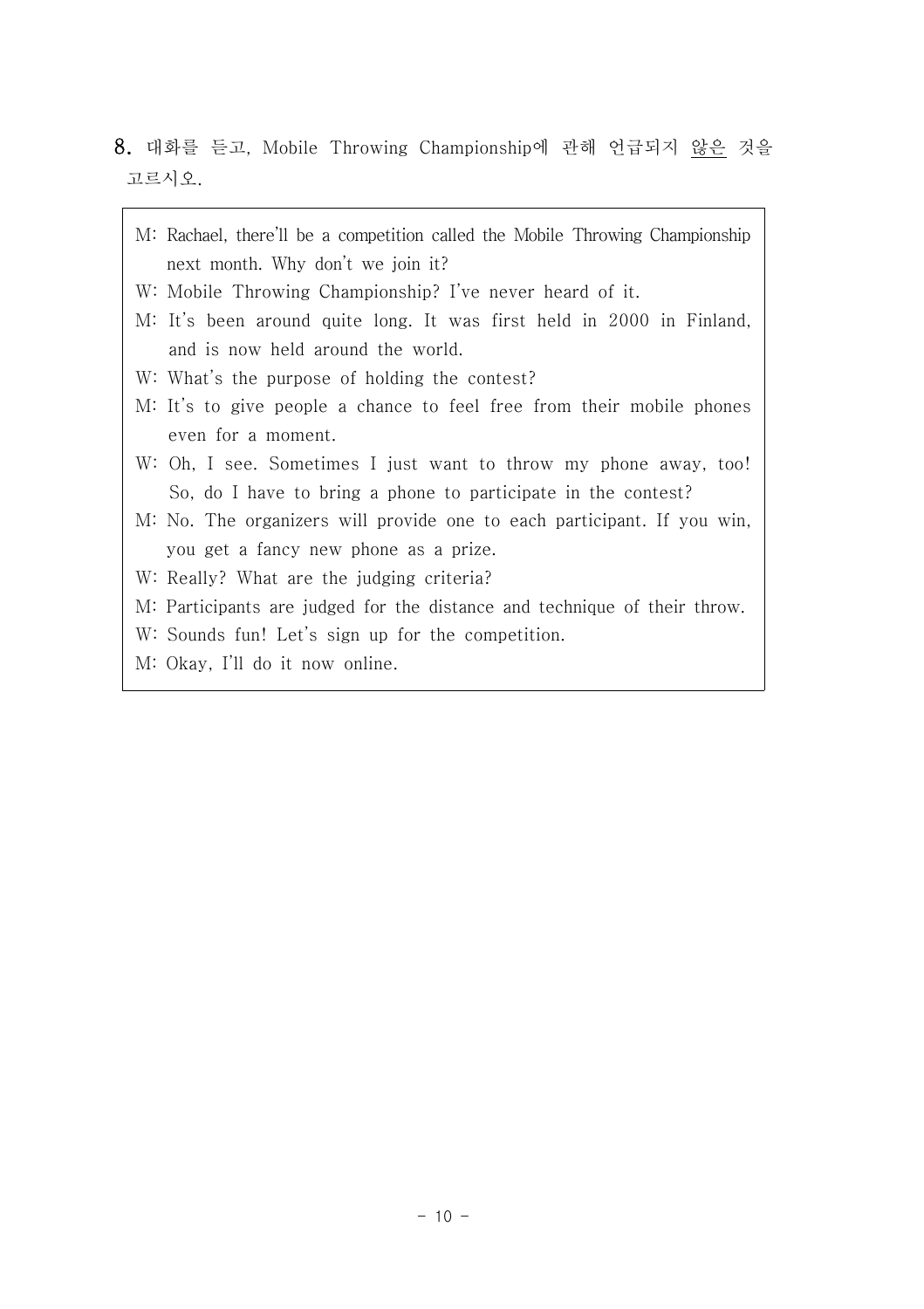8. 대화를 듣고, Mobile Throwing Championship에 관해 언급되지 <u>않은</u> 것을 고르시오.

M: Rachael, there'll be a competition called the Mobile Throwing Championship next month. Why don't we join it?

W: Mobile Throwing Championship? I've never heard of it.

M: It's been around quite long. It was first held in 2000 in Finland, and is now held around the world.

W: What's the purpose of holding the contest?

M: It's to give people a chance to feel free from their mobile phones even for a moment.

W: Oh, I see. Sometimes I just want to throw my phone away, too! So, do I have to bring a phone to participate in the contest?

M: No. The organizers will provide one to each participant. If you win, you get a fancy new phone as a prize.

W: Really? What are the judging criteria?

M: Participants are judged for the distance and technique of their throw.

W: Sounds fun! Let's sign up for the competition.

M: Okay, I'll do it now online.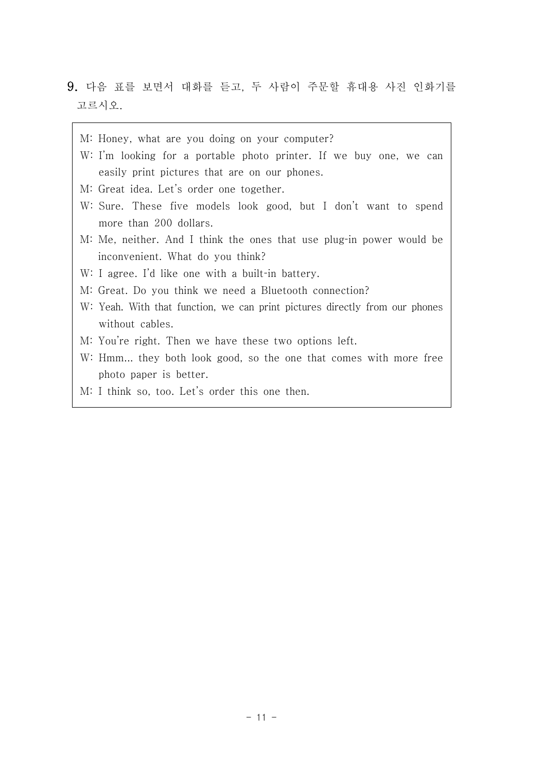**9.** 다음 표를 보면서 대화를 듣고, 두 사람이 주문할 휴대용 사진 인화기를 고르시오.

M: Honey, what are you doing on your computer?

W: I'm looking for a portable photo printer. If we buy one, we can easily print pictures that are on our phones.

M: Great idea. Let's order one together.

W: Sure. These five models look good, but I don't want to spend more than 200 dollars.

M: Me, neither. And I think the ones that use plug-in power would be inconvenient. What do you think?

W: I agree. I'd like one with a built-in battery.

M: Great. Do you think we need a Bluetooth connection?

W: Yeah. With that function, we can print pictures directly from our phones without cables.

M: You're right. Then we have these two options left.

W: Hmm... they both look good, so the one that comes with more free photo paper is better.

M: I think so, too. Let's order this one then.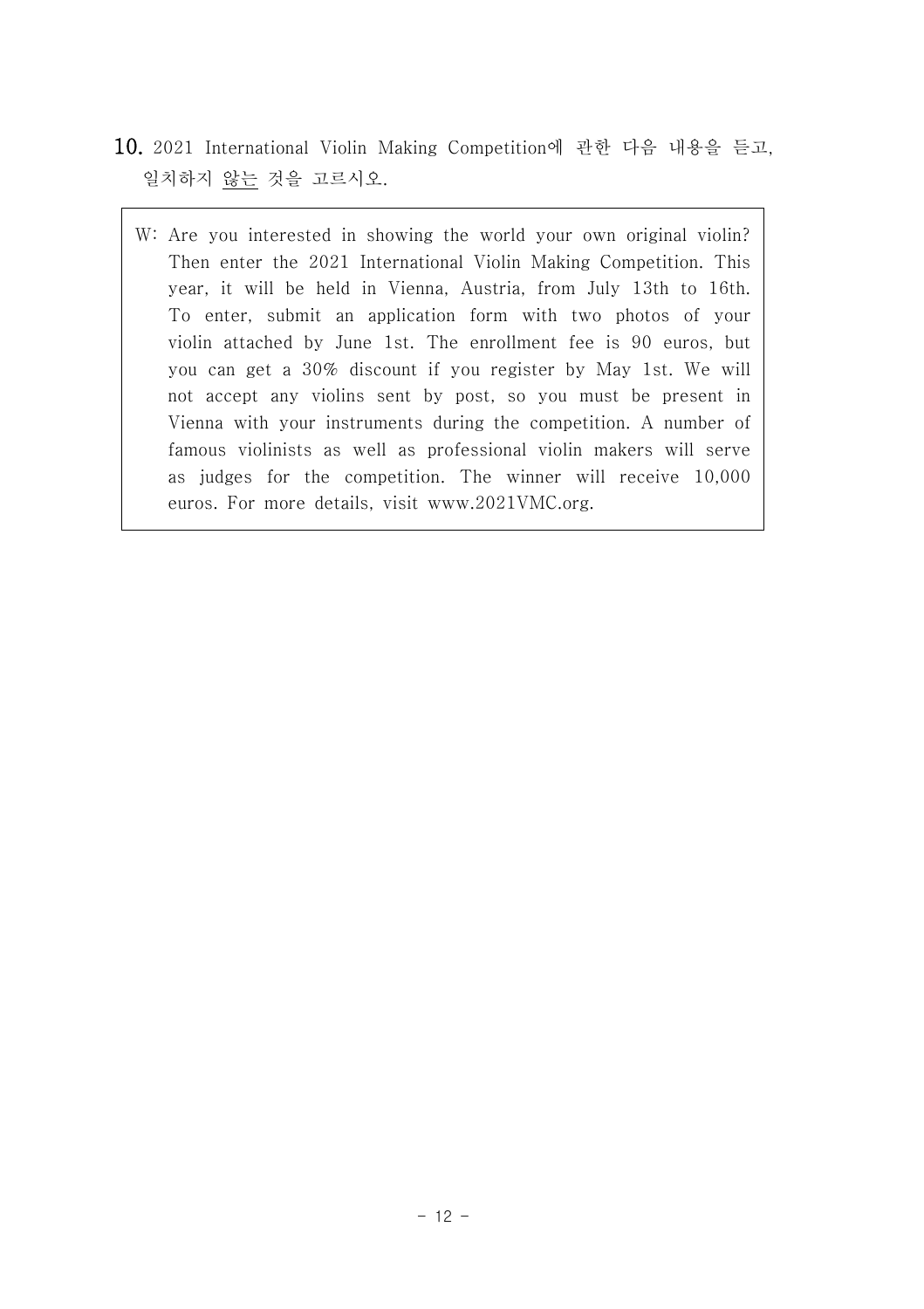**10.** 2021 International Violin Making Competition에 관한 다음 내용을 듣고, 일치하지 않는 것을 고르시오.

> W: Are you interested in showing the world your own original violin? Then enter the 2021 International Violin Making Competition. This year, it will be held in Vienna, Austria, from July 13th to 16th. To enter, submit an application form with two photos of your violin attached by June 1st. The enrollment fee is 90 euros, but you can get a 30% discount if you register by May 1st. We will not accept any violins sent by post, so you must be present in Vienna with your instruments during the competition. A number of famous violinists as well as professional violin makers will serve as judges for the competition. The winner will receive 10,000 euros. For more details, visit www.2021VMC.org.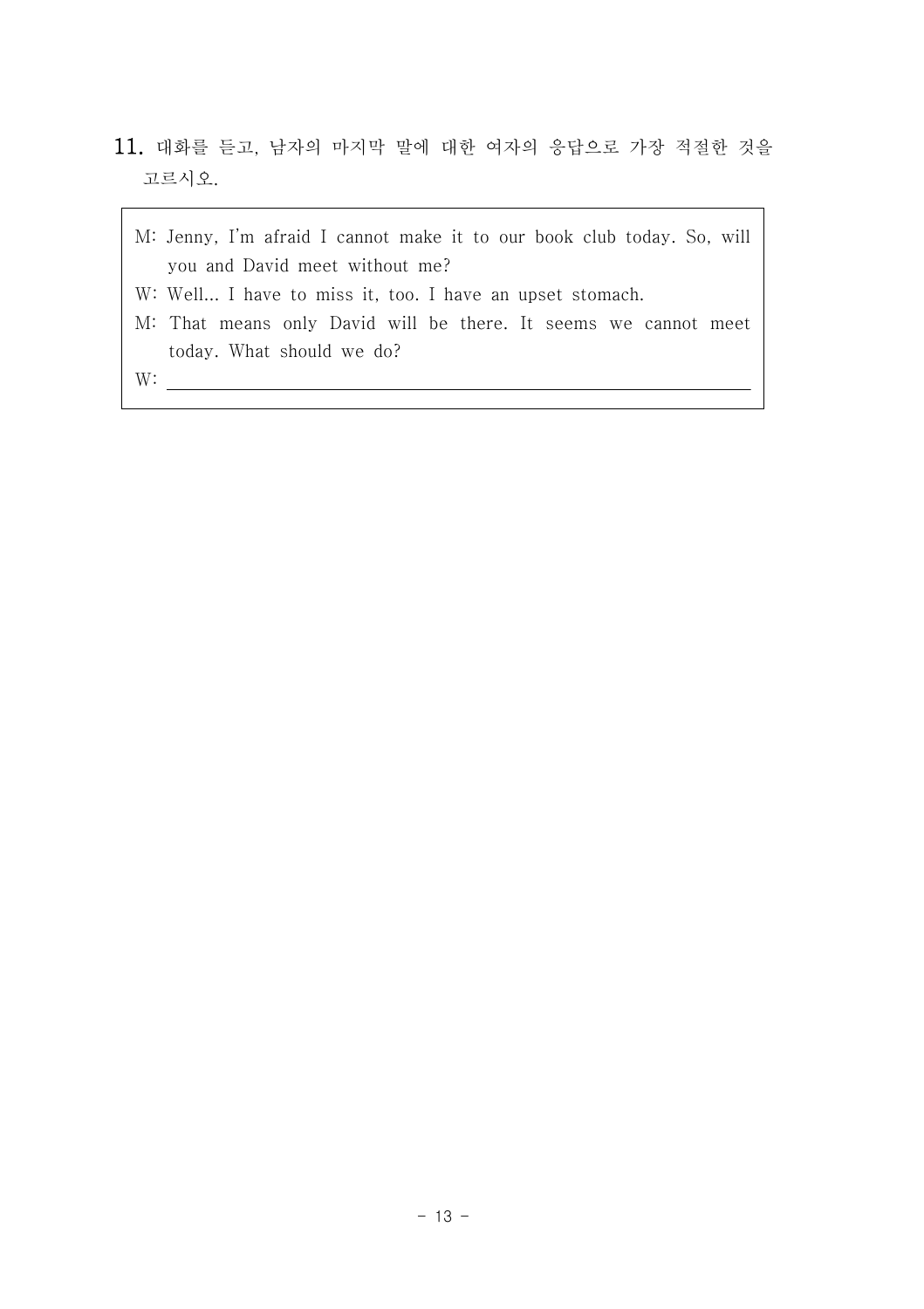**11.** 대화를 듣고, 남자의 마지막 말에 대한 여자의 응답으로 가장 적절한 것을 고르시오.

M: Jenny, I'm afraid I cannot make it to our book club today. So, will you and David meet without me?

W: Well... I have to miss it, too. I have an upset stomach.

M: That means only David will be there. It seems we cannot meet today. What should we do?

W: ____________________________________________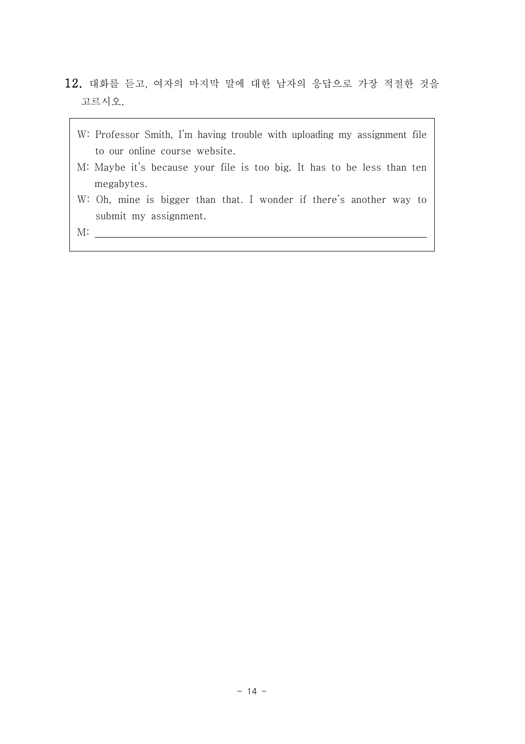**12.** 대화를 듣고, 여자의 마지막 말에 대한 남자의 응답으로 가장 적절한 것을 고르시오.

W: Professor Smith, I'm having trouble with uploading my assignment file to our online course website.

M: Maybe it's because your file is too big. It has to be less than ten megabytes.

W: Oh, mine is bigger than that. I wonder if there's another way to submit my assignment.

M: ____________________________________________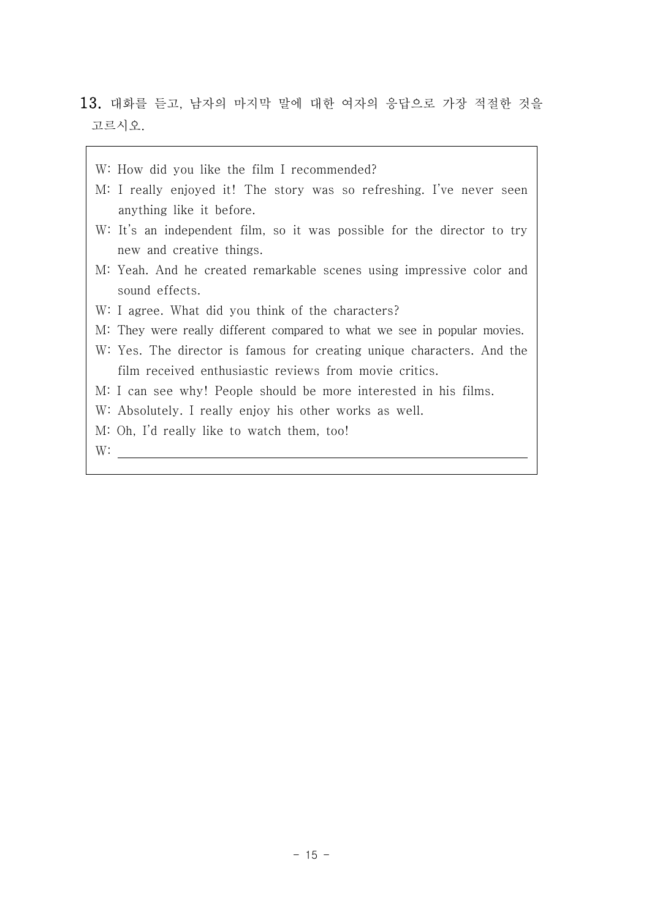**13.** 대화를 듣고, 남자의 마지막 말에 대한 여자의 응답으로 가장 적절한 것을 고르시오.

W: How did you like the film I recommended?

M: I really enjoyed it! The story was so refreshing. I've never seen anything like it before.

W: It's an independent film, so it was possible for the director to try new and creative things.

M: Yeah. And he created remarkable scenes using impressive color and sound effects.

W: I agree. What did you think of the characters?

M: They were really different compared to what we see in popular movies.

W: Yes. The director is famous for creating unique characters. And the film received enthusiastic reviews from movie critics.

M: I can see why! People should be more interested in his films.

W: Absolutely. I really enjoy his other works as well.

M: Oh, I'd really like to watch them, too!

W: ______________________________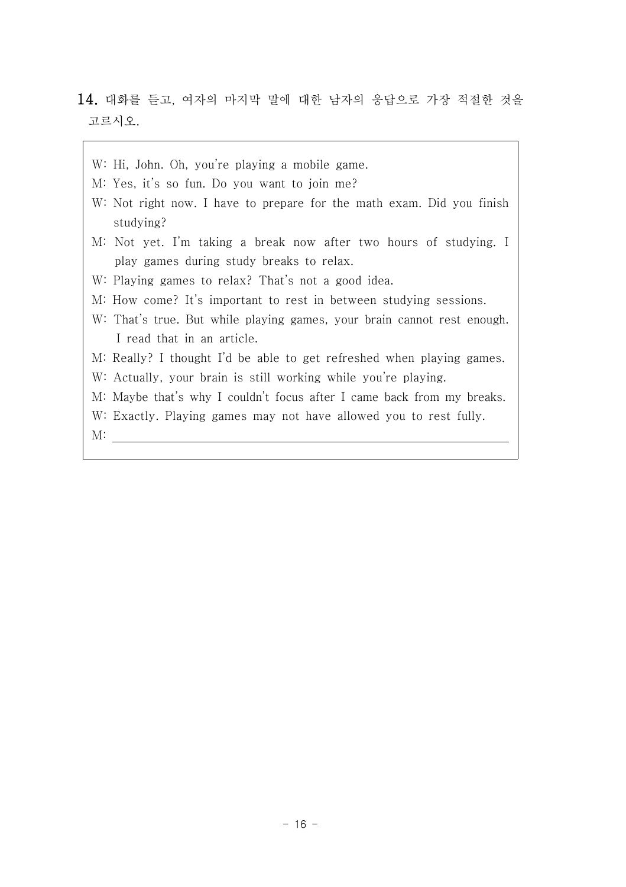**14.** 대화를 듣고, 여자의 마지막 말에 대한 남자의 응답으로 가장 적절한 것을 고르시오.

W: Hi, John. Oh, you're playing a mobile game.

M: Yes, it's so fun. Do you want to join me?

W: Not right now. I have to prepare for the math exam. Did you finish studying?

M: Not yet. I'm taking a break now after two hours of studying. I play games during study breaks to relax.

W: Playing games to relax? That's not a good idea.

M: How come? It's important to rest in between studying sessions.

W: That's true. But while playing games, your brain cannot rest enough. I read that in an article.

M: Really? I thought I'd be able to get refreshed when playing games.

W: Actually, your brain is still working while you're playing.

M: Maybe that's why I couldn't focus after I came back from my breaks.

W: Exactly. Playing games may not have allowed you to rest fully.

M: ______________________________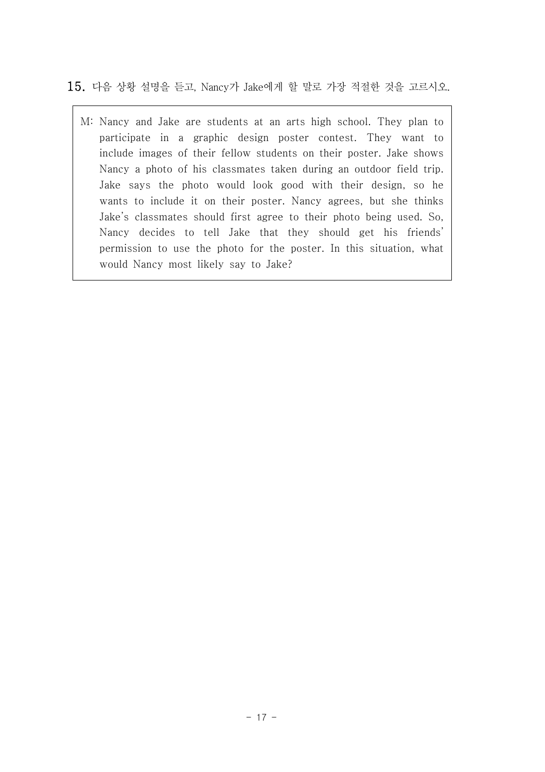**15.** 다음 상황 설명을 듣고, Nancy가 Jake에게 할 말로 가장 적절한 것을 고르시오.

M: Nancy and Jake are students at an arts high school. They plan to participate in a graphic design poster contest. They want to include images of their fellow students on their poster. Jake shows Nancy a photo of his classmates taken during an outdoor field trip. Jake says the photo would look good with their design, so he wants to include it on their poster. Nancy agrees, but she thinks Jake's classmates should first agree to their photo being used. So, Nancy decides to tell Jake that they should get his friends' permission to use the photo for the poster. In this situation, what would Nancy most likely say to Jake?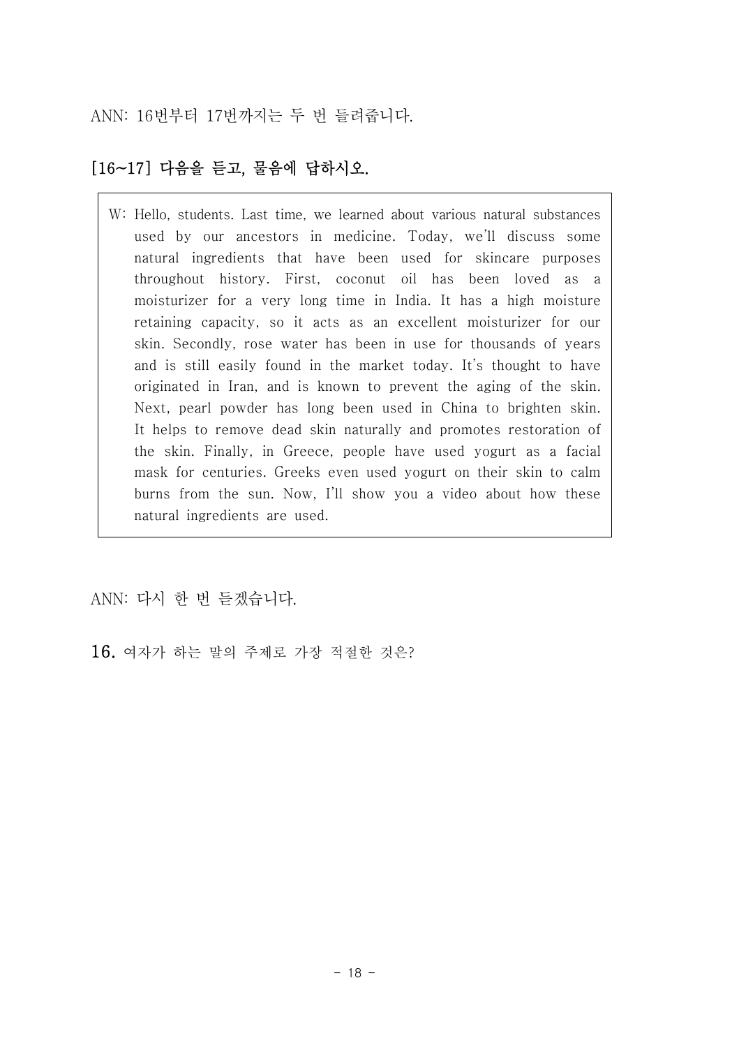ANN: 16번부터 17번까지는 두 번 들려줍니다.

**[16~17] 다음을 듣고, 물음에 답하시오.**

W: Hello, students. Last time, we learned about various natural substances used by our ancestors in medicine. Today, we'll discuss some natural ingredients that have been used for skincare purposes throughout history. First, coconut oil has been loved as a moisturizer for a very long time in India. It has a high moisture retaining capacity, so it acts as an excellent moisturizer for our skin. Secondly, rose water has been in use for thousands of years and is still easily found in the market today. It's thought to have originated in Iran, and is known to prevent the aging of the skin. Next, pearl powder has long been used in China to brighten skin. It helps to remove dead skin naturally and promotes restoration of the skin. Finally, in Greece, people have used yogurt as a facial mask for centuries. Greeks even used yogurt on their skin to calm burns from the sun. Now, I'll show you a video about how these natural ingredients are used.

ANN: 다시 한 번 듣겠습니다.

**16.** 여자가 하는 말의 주제로 가장 적절한 것은?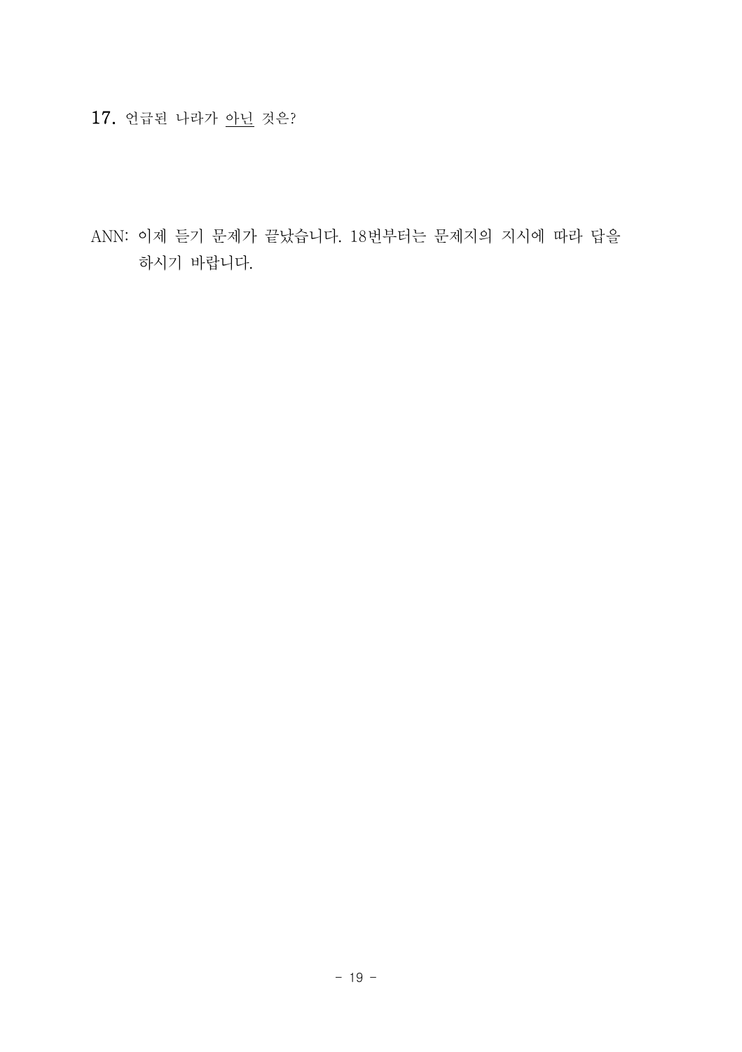**17.** 언급된 나라가 <u>아닌</u> 것은?

ANN: 이제 듣기 문제가 끝났습니다. 18번부터는 문제지의 지시에 따라 답을 하시기 바랍니다.